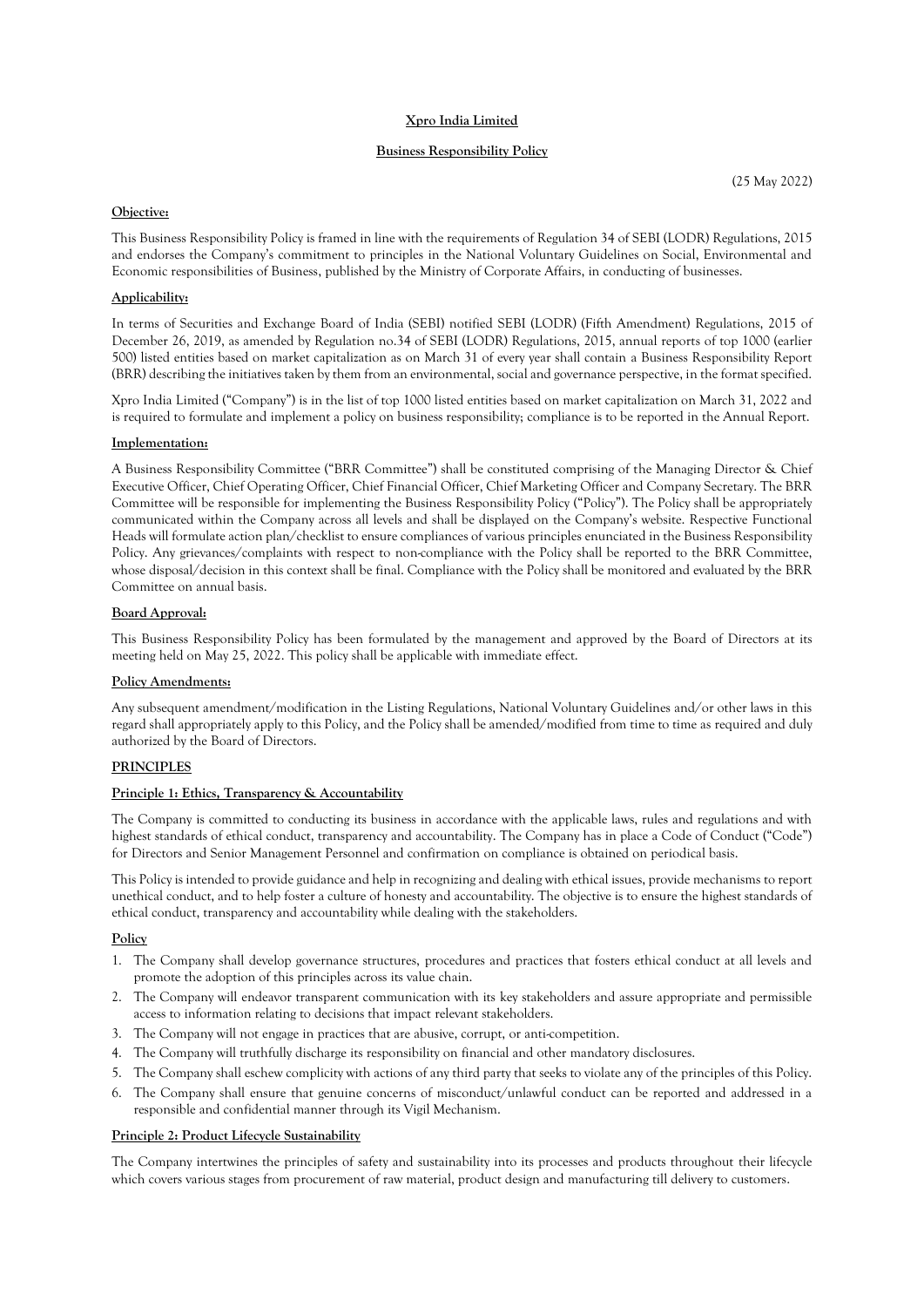**Xpro India Limited**

**Business Responsibility Policy**

(25 May 2022)

**Objective:**

This Business Responsibility Policy is framed in line with the requirements of Regulation 34 of SEBI (LODR) Regulations, 2015 and endorses the Company's commitment to principles in the National Voluntary Guidelines on Social, Environmental and Economic responsibilities of Business, published by the Ministry of Corporate Affairs, in conducting of businesses.

**Applicability:**

In terms of Securities and Exchange Board of India (SEBI) notified SEBI (LODR) (Fifth Amendment) Regulations, 2015 of December 26, 2019, as amended by Regulation no.34 of SEBI (LODR) Regulations, 2015, annual reports of top 1000 (earlier 500) listed entities based on market capitalization as on March 31 of every year shall contain a Business Responsibility Report (BRR) describing the initiatives taken by them from an environmental, social and governance perspective, in the format specified.

Xpro India Limited ("Company") is in the list of top 1000 listed entities based on market capitalization on March 31, 2022 and is required to formulate and implement a policy on business responsibility; compliance is to be reported in the Annual Report.

**Implementation:**

A Business Responsibility Committee ("BRR Committee") shall be constituted comprising of the Managing Director & Chief Executive Officer, Chief Operating Officer, Chief Financial Officer, Chief Marketing Officer and Company Secretary. The BRR Committee will be responsible for implementing the Business Responsibility Policy ("Policy"). The Policy shall be appropriately communicated within the Company across all levels and shall be displayed on the Company's website. Respective Functional Heads will formulate action plan/checklist to ensure compliances of various principles enunciated in the Business Responsibility Policy. Any grievances/complaints with respect to non-compliance with the Policy shall be reported to the BRR Committee, whose disposal/decision in this context shall be final. Compliance with the Policy shall be monitored and evaluated by the BRR Committee on annual basis.

**Board Approval:**

This Business Responsibility Policy has been formulated by the management and approved by the Board of Directors at its meeting held on May 25, 2022. This policy shall be applicable with immediate effect.

**Policy Amendments:**

Any subsequent amendment/modification in the Listing Regulations, National Voluntary Guidelines and/or other laws in this regard shall appropriately apply to this Policy, and the Policy shall be amended/modified from time to time as required and duly authorized by the Board of Directors.

**PRINCIPLES**

**Principle 1: Ethics, Transparency & Accountability**

The Company is committed to conducting its business in accordance with the applicable laws, rules and regulations and with highest standards of ethical conduct, transparency and accountability. The Company has in place a Code of Conduct ("Code") for Directors and Senior Management Personnel and confirmation on compliance is obtained on periodical basis.

This Policy is intended to provide guidance and help in recognizing and dealing with ethical issues, provide mechanisms to report unethical conduct, and to help foster a culture of honesty and accountability. The objective is to ensure the highest standards of ethical conduct, transparency and accountability while dealing with the stakeholders.

**Policy**

1. The Company shall develop governance structures, procedures and practices that fosters ethical conduct at all levels and promote the adoption of this principles across its value chain.
2. The Company will endeavor transparent communication with its key stakeholders and assure appropriate and permissible access to information relating to decisions that impact relevant stakeholders.
3. The Company will not engage in practices that are abusive, corrupt, or anti-competition.
4. The Company will truthfully discharge its responsibility on financial and other mandatory disclosures.
5. The Company shall eschew complicity with actions of any third party that seeks to violate any of the principles of this Policy.
6. The Company shall ensure that genuine concerns of misconduct/unlawful conduct can be reported and addressed in a responsible and confidential manner through its Vigil Mechanism.

**Principle 2: Product Lifecycle Sustainability**

The Company intertwines the principles of safety and sustainability into its processes and products throughout their lifecycle which covers various stages from procurement of raw material, product design and manufacturing till delivery to customers.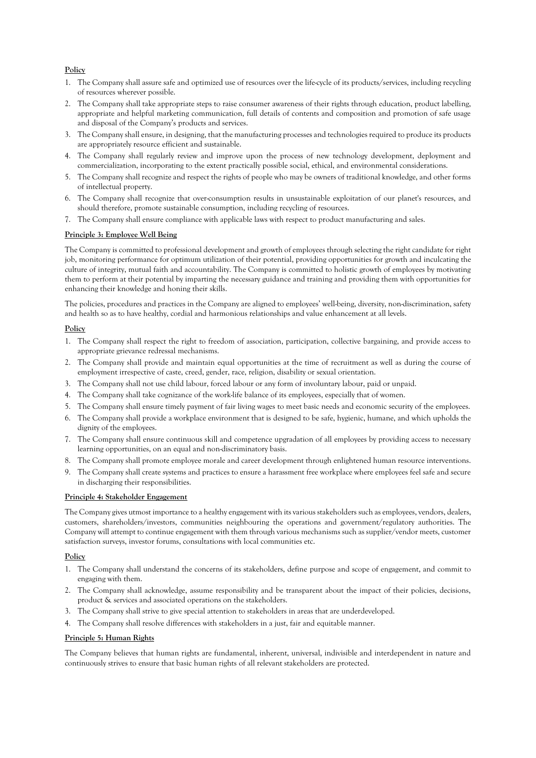**Policy**

1. The Company shall assure safe and optimized use of resources over the life-cycle of its products/services, including recycling of resources wherever possible.
2. The Company shall take appropriate steps to raise consumer awareness of their rights through education, product labelling, appropriate and helpful marketing communication, full details of contents and composition and promotion of safe usage and disposal of the Company's products and services.
3. The Company shall ensure, in designing, that the manufacturing processes and technologies required to produce its products are appropriately resource efficient and sustainable.
4. The Company shall regularly review and improve upon the process of new technology development, deployment and commercialization, incorporating to the extent practically possible social, ethical, and environmental considerations.
5. The Company shall recognize and respect the rights of people who may be owners of traditional knowledge, and other forms of intellectual property.
6. The Company shall recognize that over-consumption results in unsustainable exploitation of our planet's resources, and should therefore, promote sustainable consumption, including recycling of resources.
7. The Company shall ensure compliance with applicable laws with respect to product manufacturing and sales.

**Principle 3: Employee Well Being**

The Company is committed to professional development and growth of employees through selecting the right candidate for right job, monitoring performance for optimum utilization of their potential, providing opportunities for growth and inculcating the culture of integrity, mutual faith and accountability. The Company is committed to holistic growth of employees by motivating them to perform at their potential by imparting the necessary guidance and training and providing them with opportunities for enhancing their knowledge and honing their skills.

The policies, procedures and practices in the Company are aligned to employees' well-being, diversity, non-discrimination, safety and health so as to have healthy, cordial and harmonious relationships and value enhancement at all levels.

**Policy**

1. The Company shall respect the right to freedom of association, participation, collective bargaining, and provide access to appropriate grievance redressal mechanisms.
2. The Company shall provide and maintain equal opportunities at the time of recruitment as well as during the course of employment irrespective of caste, creed, gender, race, religion, disability or sexual orientation.
3. The Company shall not use child labour, forced labour or any form of involuntary labour, paid or unpaid.
4. The Company shall take cognizance of the work-life balance of its employees, especially that of women.
5. The Company shall ensure timely payment of fair living wages to meet basic needs and economic security of the employees.
6. The Company shall provide a workplace environment that is designed to be safe, hygienic, humane, and which upholds the dignity of the employees.
7. The Company shall ensure continuous skill and competence upgradation of all employees by providing access to necessary learning opportunities, on an equal and non-discriminatory basis.
8. The Company shall promote employee morale and career development through enlightened human resource interventions.
9. The Company shall create systems and practices to ensure a harassment free workplace where employees feel safe and secure in discharging their responsibilities.

**Principle 4: Stakeholder Engagement**

The Company gives utmost importance to a healthy engagement with its various stakeholders such as employees, vendors, dealers, customers, shareholders/investors, communities neighbouring the operations and government/regulatory authorities. The Company will attempt to continue engagement with them through various mechanisms such as supplier/vendor meets, customer satisfaction surveys, investor forums, consultations with local communities etc.

**Policy**

1. The Company shall understand the concerns of its stakeholders, define purpose and scope of engagement, and commit to engaging with them.
2. The Company shall acknowledge, assume responsibility and be transparent about the impact of their policies, decisions, product & services and associated operations on the stakeholders.
3. The Company shall strive to give special attention to stakeholders in areas that are underdeveloped.
4. The Company shall resolve differences with stakeholders in a just, fair and equitable manner.

**Principle 5: Human Rights**

The Company believes that human rights are fundamental, inherent, universal, indivisible and interdependent in nature and continuously strives to ensure that basic human rights of all relevant stakeholders are protected.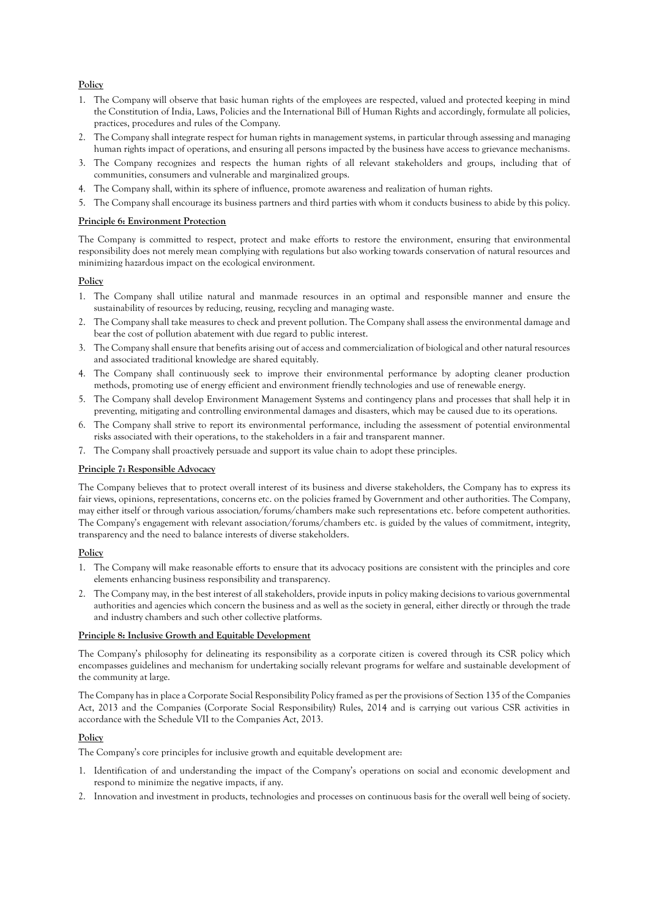**Policy**

1. The Company will observe that basic human rights of the employees are respected, valued and protected keeping in mind the Constitution of India, Laws, Policies and the International Bill of Human Rights and accordingly, formulate all policies, practices, procedures and rules of the Company.
2. The Company shall integrate respect for human rights in management systems, in particular through assessing and managing human rights impact of operations, and ensuring all persons impacted by the business have access to grievance mechanisms.
3. The Company recognizes and respects the human rights of all relevant stakeholders and groups, including that of communities, consumers and vulnerable and marginalized groups.
4. The Company shall, within its sphere of influence, promote awareness and realization of human rights.
5. The Company shall encourage its business partners and third parties with whom it conducts business to abide by this policy.

**Principle 6: Environment Protection**

The Company is committed to respect, protect and make efforts to restore the environment, ensuring that environmental responsibility does not merely mean complying with regulations but also working towards conservation of natural resources and minimizing hazardous impact on the ecological environment.

**Policy**

1. The Company shall utilize natural and manmade resources in an optimal and responsible manner and ensure the sustainability of resources by reducing, reusing, recycling and managing waste.
2. The Company shall take measures to check and prevent pollution. The Company shall assess the environmental damage and bear the cost of pollution abatement with due regard to public interest.
3. The Company shall ensure that benefits arising out of access and commercialization of biological and other natural resources and associated traditional knowledge are shared equitably.
4. The Company shall continuously seek to improve their environmental performance by adopting cleaner production methods, promoting use of energy efficient and environment friendly technologies and use of renewable energy.
5. The Company shall develop Environment Management Systems and contingency plans and processes that shall help it in preventing, mitigating and controlling environmental damages and disasters, which may be caused due to its operations.
6. The Company shall strive to report its environmental performance, including the assessment of potential environmental risks associated with their operations, to the stakeholders in a fair and transparent manner.
7. The Company shall proactively persuade and support its value chain to adopt these principles.

**Principle 7: Responsible Advocacy**

The Company believes that to protect overall interest of its business and diverse stakeholders, the Company has to express its fair views, opinions, representations, concerns etc. on the policies framed by Government and other authorities. The Company, may either itself or through various association/forums/chambers make such representations etc. before competent authorities. The Company's engagement with relevant association/forums/chambers etc. is guided by the values of commitment, integrity, transparency and the need to balance interests of diverse stakeholders.

**Policy**

1. The Company will make reasonable efforts to ensure that its advocacy positions are consistent with the principles and core elements enhancing business responsibility and transparency.
2. The Company may, in the best interest of all stakeholders, provide inputs in policy making decisions to various governmental authorities and agencies which concern the business and as well as the society in general, either directly or through the trade and industry chambers and such other collective platforms.

**Principle 8: Inclusive Growth and Equitable Development**

The Company's philosophy for delineating its responsibility as a corporate citizen is covered through its CSR policy which encompasses guidelines and mechanism for undertaking socially relevant programs for welfare and sustainable development of the community at large.

The Company has in place a Corporate Social Responsibility Policy framed as per the provisions of Section 135 of the Companies Act, 2013 and the Companies (Corporate Social Responsibility) Rules, 2014 and is carrying out various CSR activities in accordance with the Schedule VII to the Companies Act, 2013.

**Policy**

The Company's core principles for inclusive growth and equitable development are:

1. Identification of and understanding the impact of the Company's operations on social and economic development and respond to minimize the negative impacts, if any.
2. Innovation and investment in products, technologies and processes on continuous basis for the overall well being of society.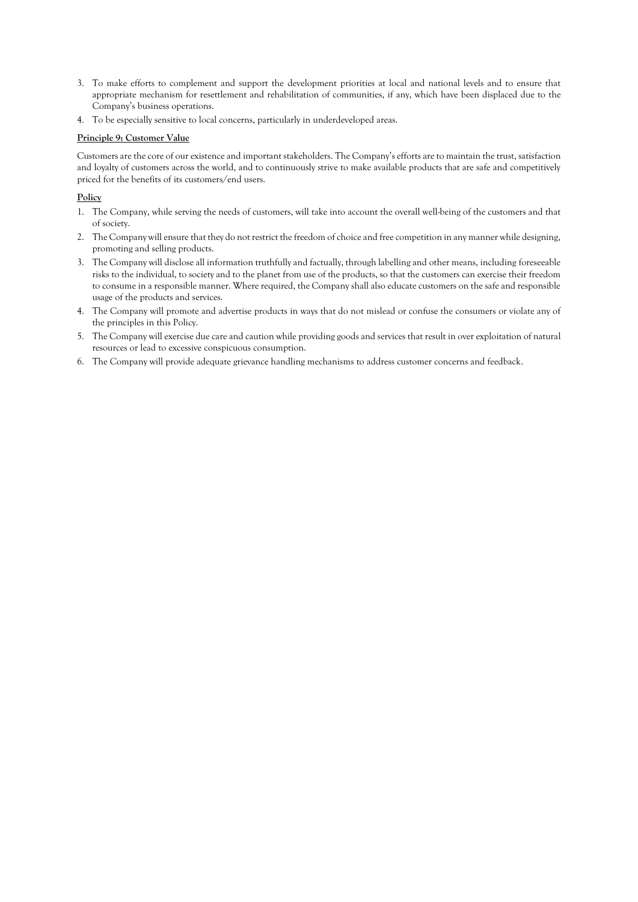3. To make efforts to complement and support the development priorities at local and national levels and to ensure that appropriate mechanism for resettlement and rehabilitation of communities, if any, which have been displaced due to the Company's business operations.
4. To be especially sensitive to local concerns, particularly in underdeveloped areas.

**Principle 9: Customer Value**

Customers are the core of our existence and important stakeholders. The Company's efforts are to maintain the trust, satisfaction and loyalty of customers across the world, and to continuously strive to make available products that are safe and competitively priced for the benefits of its customers/end users.

**Policy**

1. The Company, while serving the needs of customers, will take into account the overall well-being of the customers and that of society.
2. The Company will ensure that they do not restrict the freedom of choice and free competition in any manner while designing, promoting and selling products.
3. The Company will disclose all information truthfully and factually, through labelling and other means, including foreseeable risks to the individual, to society and to the planet from use of the products, so that the customers can exercise their freedom to consume in a responsible manner. Where required, the Company shall also educate customers on the safe and responsible usage of the products and services.
4. The Company will promote and advertise products in ways that do not mislead or confuse the consumers or violate any of the principles in this Policy.
5. The Company will exercise due care and caution while providing goods and services that result in over exploitation of natural resources or lead to excessive conspicuous consumption.
6. The Company will provide adequate grievance handling mechanisms to address customer concerns and feedback.